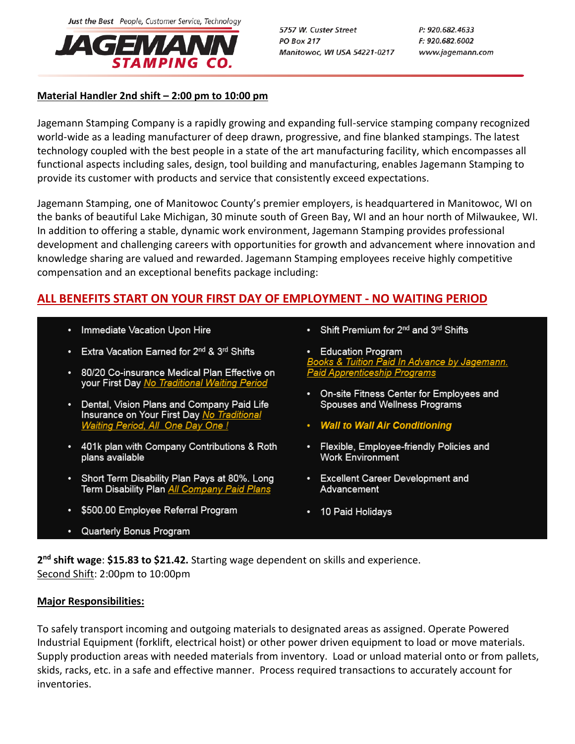Just the Best People, Customer Service, Technology

JAGEMANN STAMPING CO.

5757 W. Custer Street
PO Box 217
Manitowoc, WI USA 54221-0217

P: 920.682.4633
F: 920.682.6002
www.jagemann.com

**Material Handler 2nd shift – 2:00 pm to 10:00 pm**

Jagemann Stamping Company is a rapidly growing and expanding full-service stamping company recognized world-wide as a leading manufacturer of deep drawn, progressive, and fine blanked stampings. The latest technology coupled with the best people in a state of the art manufacturing facility, which encompasses all functional aspects including sales, design, tool building and manufacturing, enables Jagemann Stamping to provide its customer with products and service that consistently exceed expectations.

Jagemann Stamping, one of Manitowoc County's premier employers, is headquartered in Manitowoc, WI on the banks of beautiful Lake Michigan, 30 minute south of Green Bay, WI and an hour north of Milwaukee, WI. In addition to offering a stable, dynamic work environment, Jagemann Stamping provides professional development and challenging careers with opportunities for growth and advancement where innovation and knowledge sharing are valued and rewarded. Jagemann Stamping employees receive highly competitive compensation and an exceptional benefits package including:

**ALL BENEFITS START ON YOUR FIRST DAY OF EMPLOYMENT - NO WAITING PERIOD**

- Immediate Vacation Upon Hire
- Extra Vacation Earned for 2nd & 3rd Shifts
- 80/20 Co-insurance Medical Plan Effective on your First Day *No Traditional Waiting Period*
- Dental, Vision Plans and Company Paid Life Insurance on Your First Day *No Traditional Waiting Period, All One Day One !*
- 401k plan with Company Contributions & Roth plans available
- Short Term Disability Plan Pays at 80%. Long Term Disability Plan *All Company Paid Plans*
- $500.00 Employee Referral Program
- Quarterly Bonus Program
- Shift Premium for 2nd and 3rd Shifts
- Education Program
  *Books & Tuition Paid In Advance by Jagemann.*
  *Paid Apprenticeship Programs*
- On-site Fitness Center for Employees and Spouses and Wellness Programs
- ***Wall to Wall Air Conditioning***
- Flexible, Employee-friendly Policies and Work Environment
- Excellent Career Development and Advancement
- 10 Paid Holidays

**2nd shift wage**: **$15.83 to $21.42.** Starting wage dependent on skills and experience.
Second Shift: 2:00pm to 10:00pm

**Major Responsibilities:**

To safely transport incoming and outgoing materials to designated areas as assigned. Operate Powered Industrial Equipment (forklift, electrical hoist) or other power driven equipment to load or move materials. Supply production areas with needed materials from inventory. Load or unload material onto or from pallets, skids, racks, etc. in a safe and effective manner. Process required transactions to accurately account for inventories.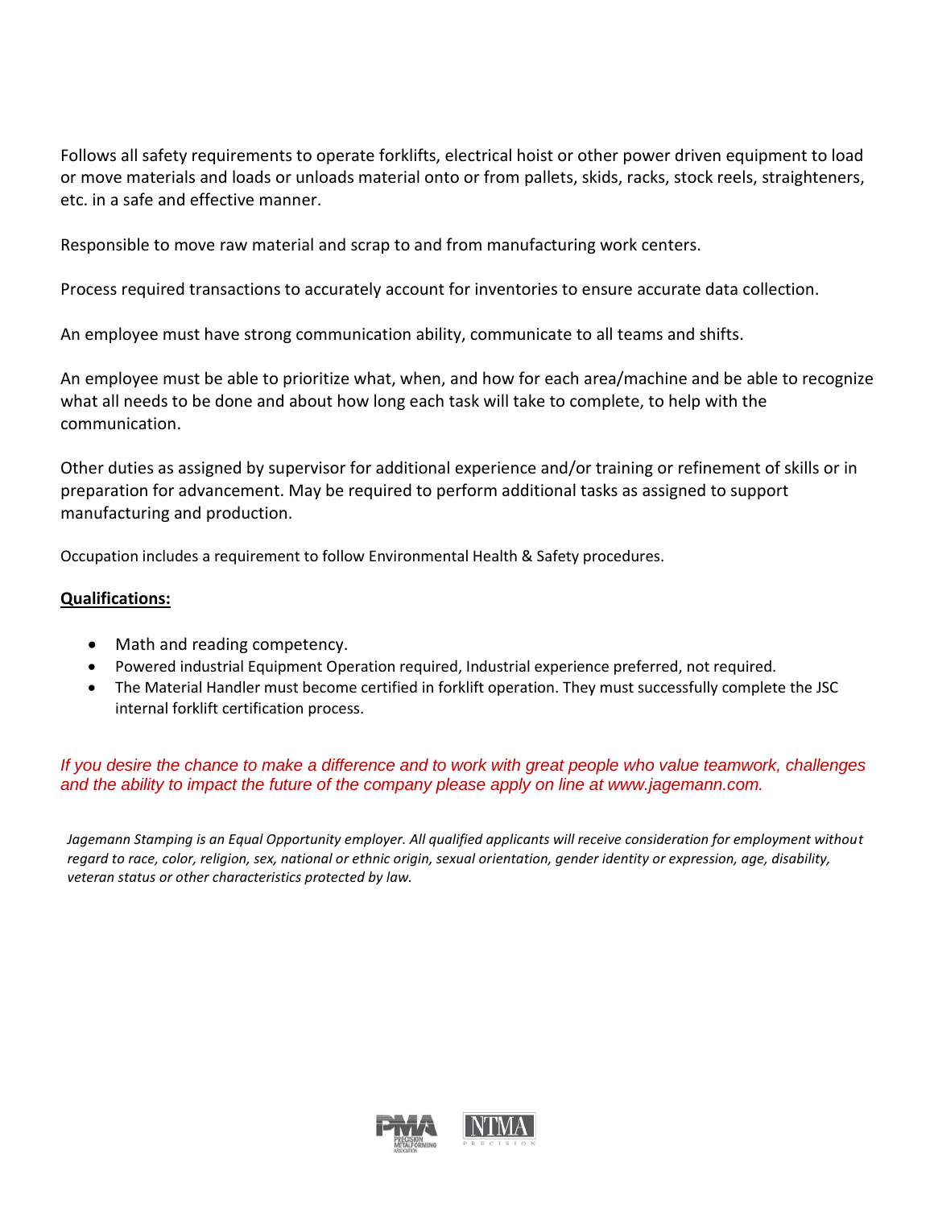Follows all safety requirements to operate forklifts, electrical hoist or other power driven equipment to load or move materials and loads or unloads material onto or from pallets, skids, racks, stock reels, straighteners, etc. in a safe and effective manner.

Responsible to move raw material and scrap to and from manufacturing work centers.

Process required transactions to accurately account for inventories to ensure accurate data collection.

An employee must have strong communication ability, communicate to all teams and shifts.

An employee must be able to prioritize what, when, and how for each area/machine and be able to recognize what all needs to be done and about how long each task will take to complete, to help with the communication.

Other duties as assigned by supervisor for additional experience and/or training or refinement of skills or in preparation for advancement. May be required to perform additional tasks as assigned to support manufacturing and production.

Occupation includes a requirement to follow Environmental Health & Safety procedures.

**Qualifications:**

- Math and reading competency.
- Powered industrial Equipment Operation required, Industrial experience preferred, not required.
- The Material Handler must become certified in forklift operation. They must successfully complete the JSC internal forklift certification process.

*If you desire the chance to make a difference and to work with great people who value teamwork, challenges and the ability to impact the future of the company please apply on line at www.jagemann.com.*

*Jagemann Stamping is an Equal Opportunity employer. All qualified applicants will receive consideration for employment without regard to race, color, religion, sex, national or ethnic origin, sexual orientation, gender identity or expression, age, disability, veteran status or other characteristics protected by law.*